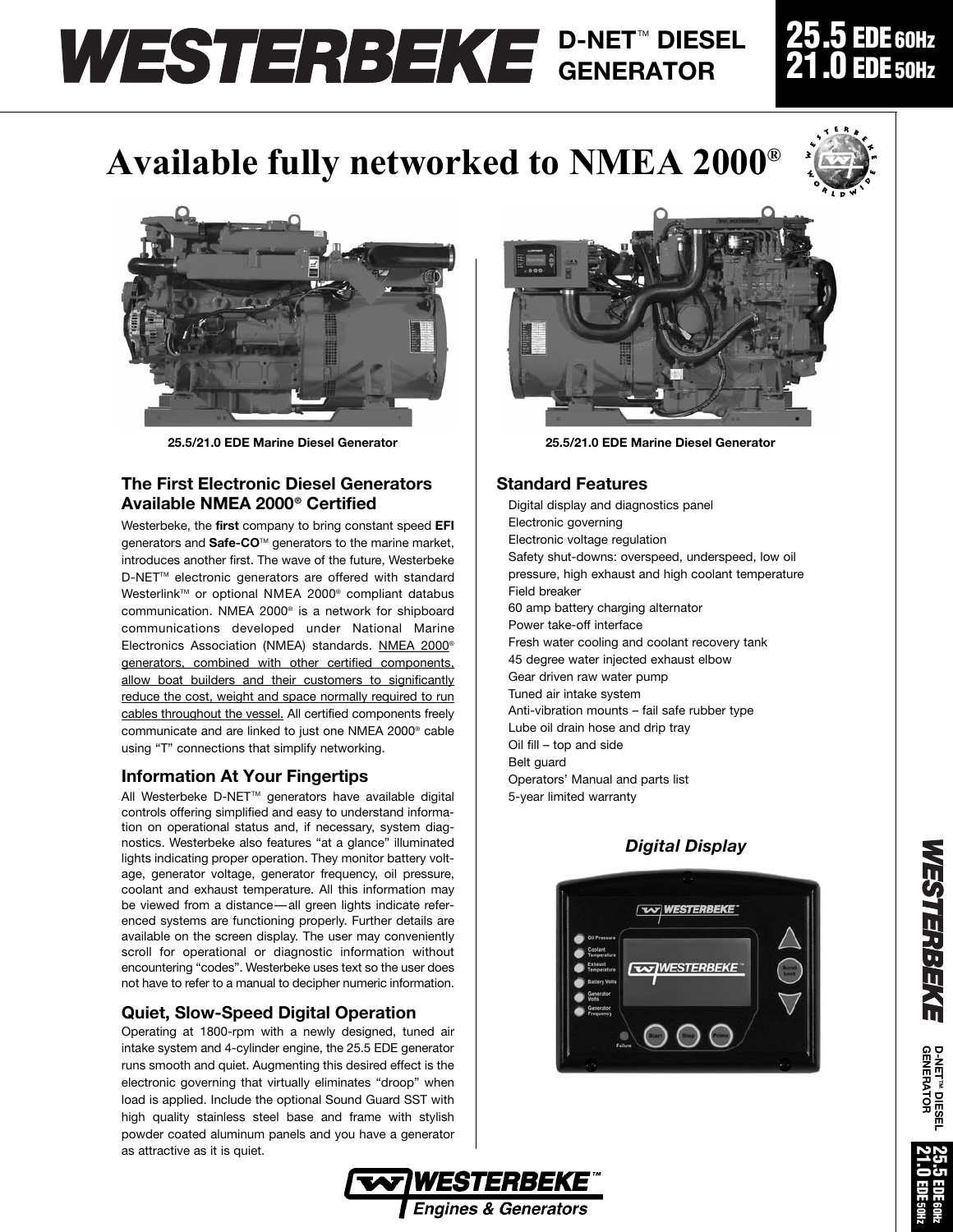# WESTERBEKE D-NET™ DIESEL GENERATOR

# 25.5 EDE 60Hz
# 21.0 EDE 50Hz

# Available fully networked to NMEA 2000®

25.5/21.0 EDE Marine Diesel Generator

25.5/21.0 EDE Marine Diesel Generator

## The First Electronic Diesel Generators Available NMEA 2000® Certified

Westerbeke, the **first** company to bring constant speed **EFI** generators and **Safe-CO**™ generators to the marine market, introduces another first. The wave of the future, Westerbeke D-NET™ electronic generators are offered with standard Westerlink™ or optional NMEA 2000® compliant databus communication. NMEA 2000® is a network for shipboard communications developed under National Marine Electronics Association (NMEA) standards. NMEA 2000® generators, combined with other certified components, allow boat builders and their customers to significantly reduce the cost, weight and space normally required to run cables throughout the vessel. All certified components freely communicate and are linked to just one NMEA 2000® cable using "T" connections that simplify networking.

## Information At Your Fingertips

All Westerbeke D-NET™ generators have available digital controls offering simplified and easy to understand information on operational status and, if necessary, system diagnostics. Westerbeke also features "at a glance" illuminated lights indicating proper operation. They monitor battery voltage, generator voltage, generator frequency, oil pressure, coolant and exhaust temperature. All this information may be viewed from a distance—all green lights indicate referenced systems are functioning properly. Further details are available on the screen display. The user may conveniently scroll for operational or diagnostic information without encountering "codes". Westerbeke uses text so the user does not have to refer to a manual to decipher numeric information.

## Quiet, Slow-Speed Digital Operation

Operating at 1800-rpm with a newly designed, tuned air intake system and 4-cylinder engine, the 25.5 EDE generator runs smooth and quiet. Augmenting this desired effect is the electronic governing that virtually eliminates "droop" when load is applied. Include the optional Sound Guard SST with high quality stainless steel base and frame with stylish powder coated aluminum panels and you have a generator as attractive as it is quiet.

## Standard Features

- Digital display and diagnostics panel
- Electronic governing
- Electronic voltage regulation
- Safety shut-downs: overspeed, underspeed, low oil pressure, high exhaust and high coolant temperature
- Field breaker
- 60 amp battery charging alternator
- Power take-off interface
- Fresh water cooling and coolant recovery tank
- 45 degree water injected exhaust elbow
- Gear driven raw water pump
- Tuned air intake system
- Anti-vibration mounts – fail safe rubber type
- Lube oil drain hose and drip tray
- Oil fill – top and side
- Belt guard
- Operators' Manual and parts list
- 5-year limited warranty

### *Digital Display*

WESTERBEKE™ Engines & Generators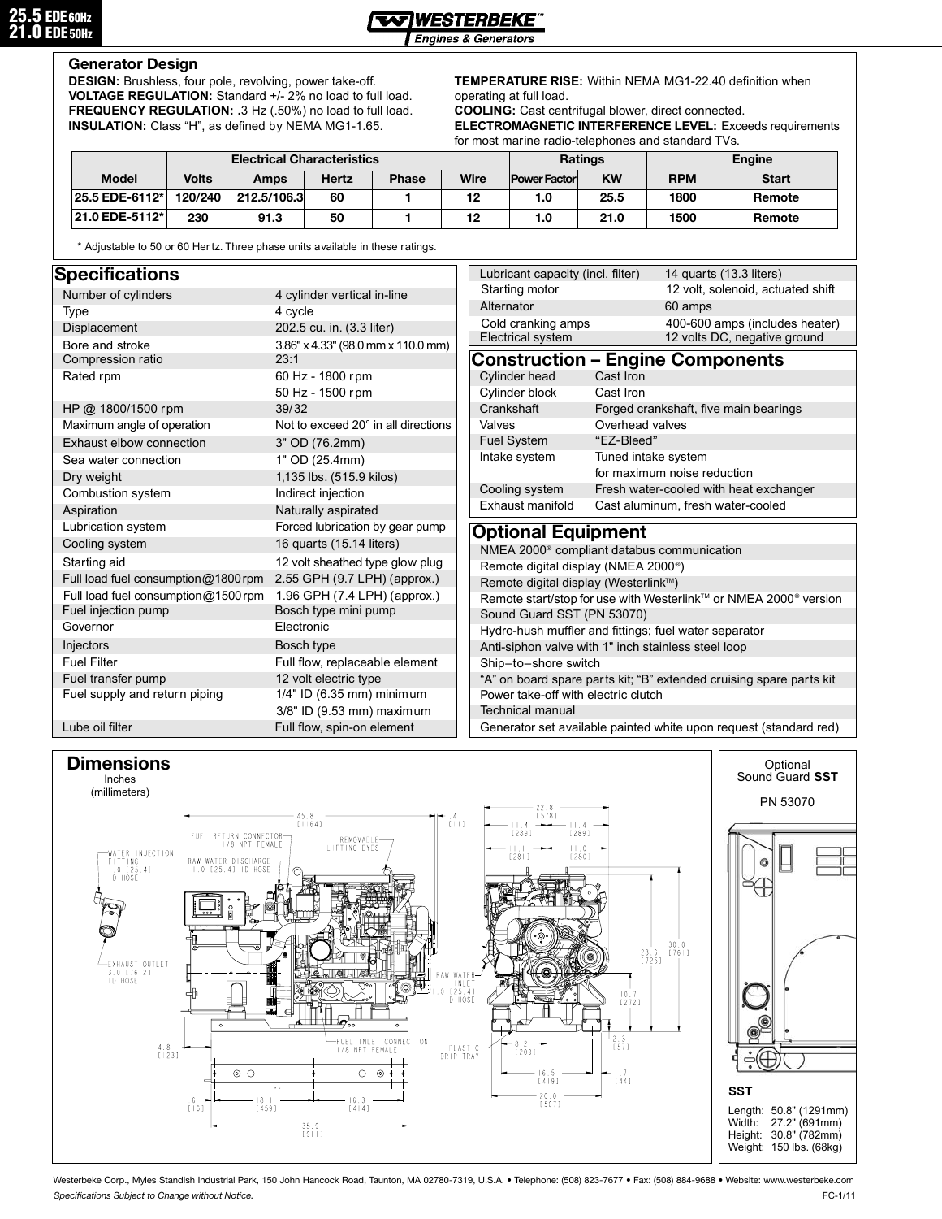## Generator Design

**DESIGN:** Brushless, four pole, revolving, power take-off.
**VOLTAGE REGULATION:** Standard +/- 2% no load to full load.
**FREQUENCY REGULATION:** .3 Hz (.50%) no load to full load.
**INSULATION:** Class "H", as defined by NEMA MG1-1.65.
**TEMPERATURE RISE:** Within NEMA MG1-22.40 definition when operating at full load.
**COOLING:** Cast centrifugal blower, direct connected.
**ELECTROMAGNETIC INTERFERENCE LEVEL:** Exceeds requirements for most marine radio-telephones and standard TVs.

| | Electrical Characteristics | | | | | Ratings | | Engine | |
|---|---|---|---|---|---|---|---|---|---|
| Model | Volts | Amps | Hertz | Phase | Wire | Power Factor | KW | RPM | Start |
| 25.5 EDE-6112* | 120/240 | 212.5/106.3 | 60 | 1 | 12 | 1.0 | 25.5 | 1800 | Remote |
| 21.0 EDE-5112* | 230 | 91.3 | 50 | 1 | 12 | 1.0 | 21.0 | 1500 | Remote |

\* Adjustable to 50 or 60 Hertz. Three phase units available in these ratings.

## Specifications

| | |
|---|---|
| Number of cylinders | 4 cylinder vertical in-line |
| Type | 4 cycle |
| Displacement | 202.5 cu. in. (3.3 liter) |
| Bore and stroke | 3.86" x 4.33" (98.0 mm x 110.0 mm) |
| Compression ratio | 23:1 |
| Rated rpm | 60 Hz - 1800 rpm<br>50 Hz - 1500 rpm |
| HP @ 1800/1500 rpm | 39/32 |
| Maximum angle of operation | Not to exceed 20° in all directions |
| Exhaust elbow connection | 3" OD (76.2mm) |
| Sea water connection | 1" OD (25.4mm) |
| Dry weight | 1,135 lbs. (515.9 kilos) |
| Combustion system | Indirect injection |
| Aspiration | Naturally aspirated |
| Lubrication system | Forced lubrication by gear pump |
| Cooling system | 16 quarts (15.14 liters) |
| Starting aid | 12 volt sheathed type glow plug |
| Full load fuel consumption@1800 rpm | 2.55 GPH (9.7 LPH) (approx.) |
| Full load fuel consumption@1500 rpm | 1.96 GPH (7.4 LPH) (approx.) |
| Fuel injection pump | Bosch type mini pump |
| Governor | Electronic |
| Injectors | Bosch type |
| Fuel Filter | Full flow, replaceable element |
| Fuel transfer pump | 12 volt electric type |
| Fuel supply and return piping | 1/4" ID (6.35 mm) minimum<br>3/8" ID (9.53 mm) maximum |
| Lube oil filter | Full flow, spin-on element |
| Lubricant capacity (incl. filter) | 14 quarts (13.3 liters) |
| Starting motor | 12 volt, solenoid, actuated shift |
| Alternator | 60 amps |
| Cold cranking amps | 400-600 amps (includes heater) |
| Electrical system | 12 volts DC, negative ground |

## Construction – Engine Components

| | |
|---|---|
| Cylinder head | Cast Iron |
| Cylinder block | Cast Iron |
| Crankshaft | Forged crankshaft, five main bearings |
| Valves | Overhead valves |
| Fuel System | "EZ-Bleed" |
| Intake system | Tuned intake system for maximum noise reduction |
| Cooling system | Fresh water-cooled with heat exchanger |
| Exhaust manifold | Cast aluminum, fresh water-cooled |

## Optional Equipment

- NMEA 2000® compliant databus communication
- Remote digital display (NMEA 2000®)
- Remote digital display (Westerlink™)
- Remote start/stop for use with Westerlink™ or NMEA 2000® version
- Sound Guard SST (PN 53070)
- Hydro-hush muffler and fittings; fuel water separator
- Anti-siphon valve with 1" inch stainless steel loop
- Ship–to–shore switch
- "A" on board spare parts kit; "B" extended cruising spare parts kit
- Power take-off with electric clutch
- Technical manual
- Generator set available painted white upon request (standard red)

## Dimensions

Inches
(millimeters)

WATER INJECTION FITTING 1.0 [25.4] ID HOSE
EXHAUST OUTLET 3.0 [76.2] ID HOSE
FUEL RETURN CONNECTOR 1/8 NPT FEMALE
RAW WATER DISCHARGE 1.0 [25.4] ID HOSE
REMOVABLE LIFTING EYES
FUEL INLET CONNECTION 1/8 NPT FEMALE
RAW WATER INLET 1.0 [25.4] ID HOSE
PLASTIC DRIP TRAY

45.8 [1164]
.4 [11]
4.8 [123]
6 [16]
18.1 [459]
16.3 [414]
35.9 [911]
22.8 [578]
11.4 [289]
11.4 [289]
11.1 [281]
11.0 [280]
28.6 [725]
30.0 [761]
10.7 [272]
2.3 [57]
8.2 [209]
16.5 [419]
1.7 [44]
20.0 [507]

Optional
Sound Guard **SST**

PN 53070

**SST**

Length: 50.8" (1291mm)
Width: 27.2" (691mm)
Height: 30.8" (782mm)
Weight: 150 lbs. (68kg)

Westerbeke Corp., Myles Standish Industrial Park, 150 John Hancock Road, Taunton, MA 02780-7319, U.S.A. • Telephone: (508) 823-7677 • Fax: (508) 884-9688 • Website: www.westerbeke.com

*Specifications Subject to Change without Notice.*

FC-1/11